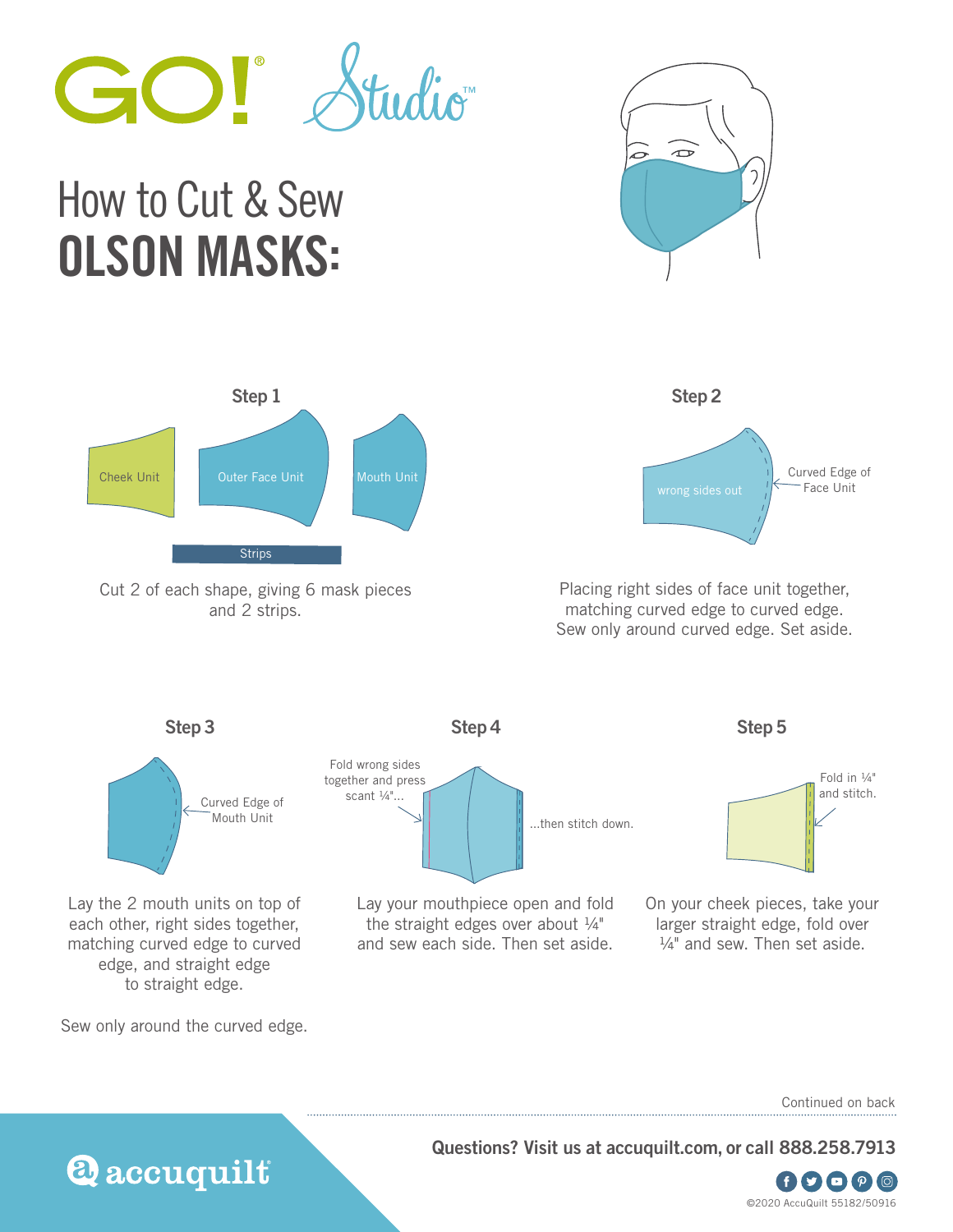GO! Studio

# How to Cut & Sew OLSON MASKS:

## Step 1

Cheek Unit

Outer Face Unit

Mouth Unit

Strips

Cut 2 of each shape, giving 6 mask pieces and 2 strips.

## Step 2

wrong sides out

Curved Edge of Face Unit

Placing right sides of face unit together, matching curved edge to curved edge. Sew only around curved edge. Set aside.

## Step 3

Curved Edge of Mouth Unit

Lay the 2 mouth units on top of each other, right sides together, matching curved edge to curved edge, and straight edge to straight edge.

Sew only around the curved edge.

## Step 4

Fold wrong sides together and press scant ¼"...

...then stitch down.

Lay your mouthpiece open and fold the straight edges over about ¼" and sew each side. Then set aside.

## Step 5

Fold in ¼" and stitch.

On your cheek pieces, take your larger straight edge, fold over ¼" and sew. Then set aside.

Continued on back

accuquilt

**Questions? Visit us at accuquilt.com, or call 888.258.7913**

©2020 AccuQuilt 55182/50916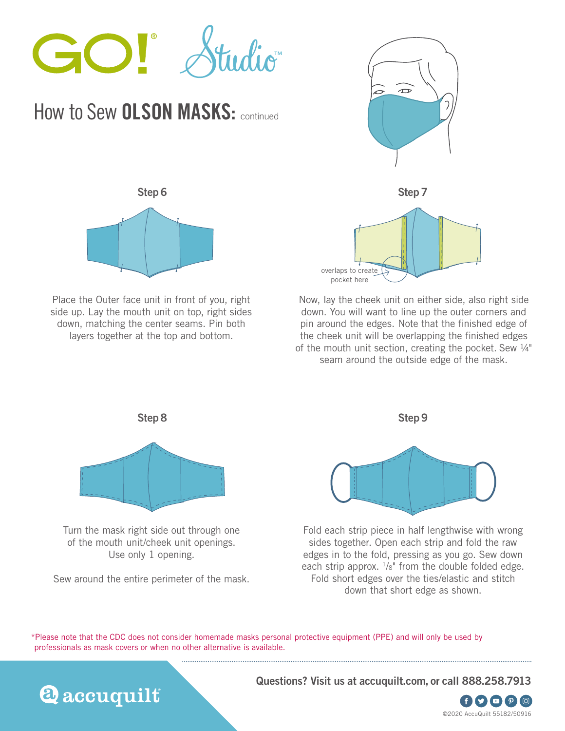GO!® Studio™

# How to Sew **OLSON MASKS:** continued

### Step 6

Place the Outer face unit in front of you, right side up. Lay the mouth unit on top, right sides down, matching the center seams. Pin both layers together at the top and bottom.

### Step 7

overlaps to create pocket here

Now, lay the cheek unit on either side, also right side down. You will want to line up the outer corners and pin around the edges. Note that the finished edge of the cheek unit will be overlapping the finished edges of the mouth unit section, creating the pocket. Sew ¼" seam around the outside edge of the mask.

### Step 8

Turn the mask right side out through one of the mouth unit/cheek unit openings. Use only 1 opening.

Sew around the entire perimeter of the mask.

### Step 9

Fold each strip piece in half lengthwise with wrong sides together. Open each strip and fold the raw edges in to the fold, pressing as you go. Sew down each strip approx. ⅛" from the double folded edge. Fold short edges over the ties/elastic and stitch down that short edge as shown.

*Please note that the CDC does not consider homemade masks personal protective equipment (PPE) and will only be used by professionals as mask covers or when no other alternative is available.

accuquilt®

**Questions? Visit us at accuquilt.com, or call 888.258.7913**

©2020 AccuQuilt 55182/50916